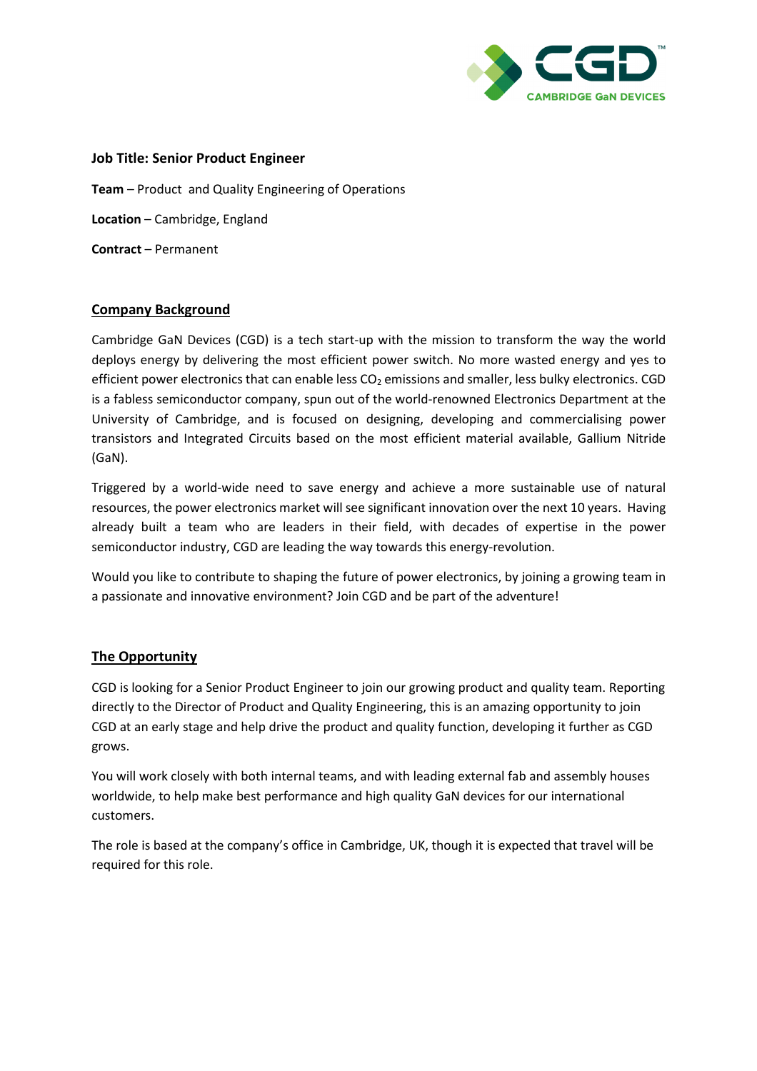**Job Title: Senior Product Engineer**

**Team** – Product and Quality Engineering of Operations

**Location** – Cambridge, England

**Contract** – Permanent

## Company Background

Cambridge GaN Devices (CGD) is a tech start-up with the mission to transform the way the world deploys energy by delivering the most efficient power switch. No more wasted energy and yes to efficient power electronics that can enable less $CO_2$ emissions and smaller, less bulky electronics. CGD is a fabless semiconductor company, spun out of the world-renowned Electronics Department at the University of Cambridge, and is focused on designing, developing and commercialising power transistors and Integrated Circuits based on the most efficient material available, Gallium Nitride (GaN).

Triggered by a world-wide need to save energy and achieve a more sustainable use of natural resources, the power electronics market will see significant innovation over the next 10 years. Having already built a team who are leaders in their field, with decades of expertise in the power semiconductor industry, CGD are leading the way towards this energy-revolution.

Would you like to contribute to shaping the future of power electronics, by joining a growing team in a passionate and innovative environment? Join CGD and be part of the adventure!

## The Opportunity

CGD is looking for a Senior Product Engineer to join our growing product and quality team. Reporting directly to the Director of Product and Quality Engineering, this is an amazing opportunity to join CGD at an early stage and help drive the product and quality function, developing it further as CGD grows.

You will work closely with both internal teams, and with leading external fab and assembly houses worldwide, to help make best performance and high quality GaN devices for our international customers.

The role is based at the company's office in Cambridge, UK, though it is expected that travel will be required for this role.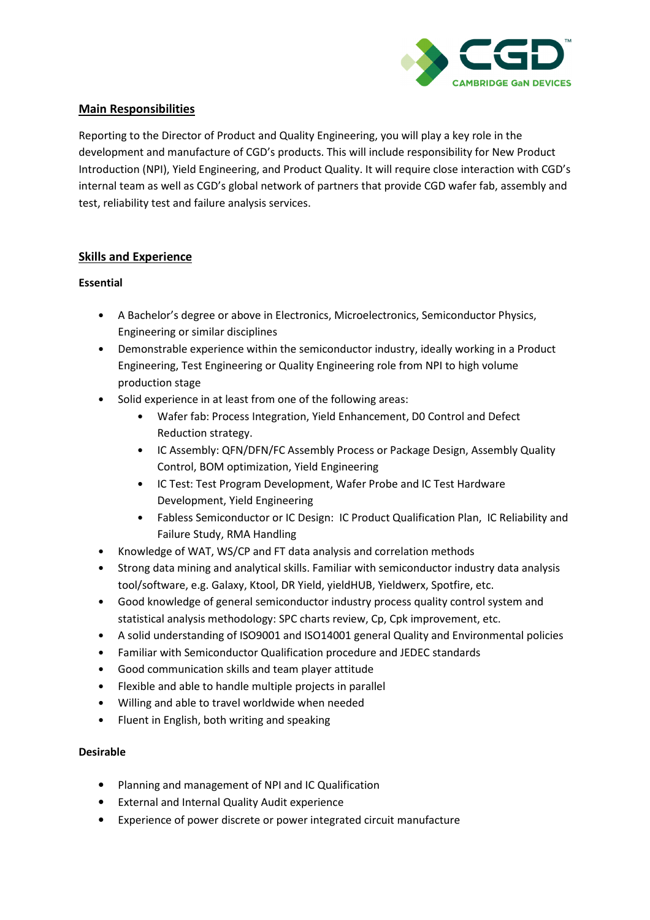## Main Responsibilities

Reporting to the Director of Product and Quality Engineering, you will play a key role in the development and manufacture of CGD's products. This will include responsibility for New Product Introduction (NPI), Yield Engineering, and Product Quality. It will require close interaction with CGD's internal team as well as CGD's global network of partners that provide CGD wafer fab, assembly and test, reliability test and failure analysis services.

## Skills and Experience

### Essential

- A Bachelor's degree or above in Electronics, Microelectronics, Semiconductor Physics, Engineering or similar disciplines
- Demonstrable experience within the semiconductor industry, ideally working in a Product Engineering, Test Engineering or Quality Engineering role from NPI to high volume production stage
- Solid experience in at least from one of the following areas:
  - Wafer fab: Process Integration, Yield Enhancement, D0 Control and Defect Reduction strategy.
  - IC Assembly: QFN/DFN/FC Assembly Process or Package Design, Assembly Quality Control, BOM optimization, Yield Engineering
  - IC Test: Test Program Development, Wafer Probe and IC Test Hardware Development, Yield Engineering
  - Fabless Semiconductor or IC Design: IC Product Qualification Plan, IC Reliability and Failure Study, RMA Handling
- Knowledge of WAT, WS/CP and FT data analysis and correlation methods
- Strong data mining and analytical skills. Familiar with semiconductor industry data analysis tool/software, e.g. Galaxy, Ktool, DR Yield, yieldHUB, Yieldwerx, Spotfire, etc.
- Good knowledge of general semiconductor industry process quality control system and statistical analysis methodology: SPC charts review, Cp, Cpk improvement, etc.
- A solid understanding of ISO9001 and ISO14001 general Quality and Environmental policies
- Familiar with Semiconductor Qualification procedure and JEDEC standards
- Good communication skills and team player attitude
- Flexible and able to handle multiple projects in parallel
- Willing and able to travel worldwide when needed
- Fluent in English, both writing and speaking

### Desirable

- Planning and management of NPI and IC Qualification
- External and Internal Quality Audit experience
- Experience of power discrete or power integrated circuit manufacture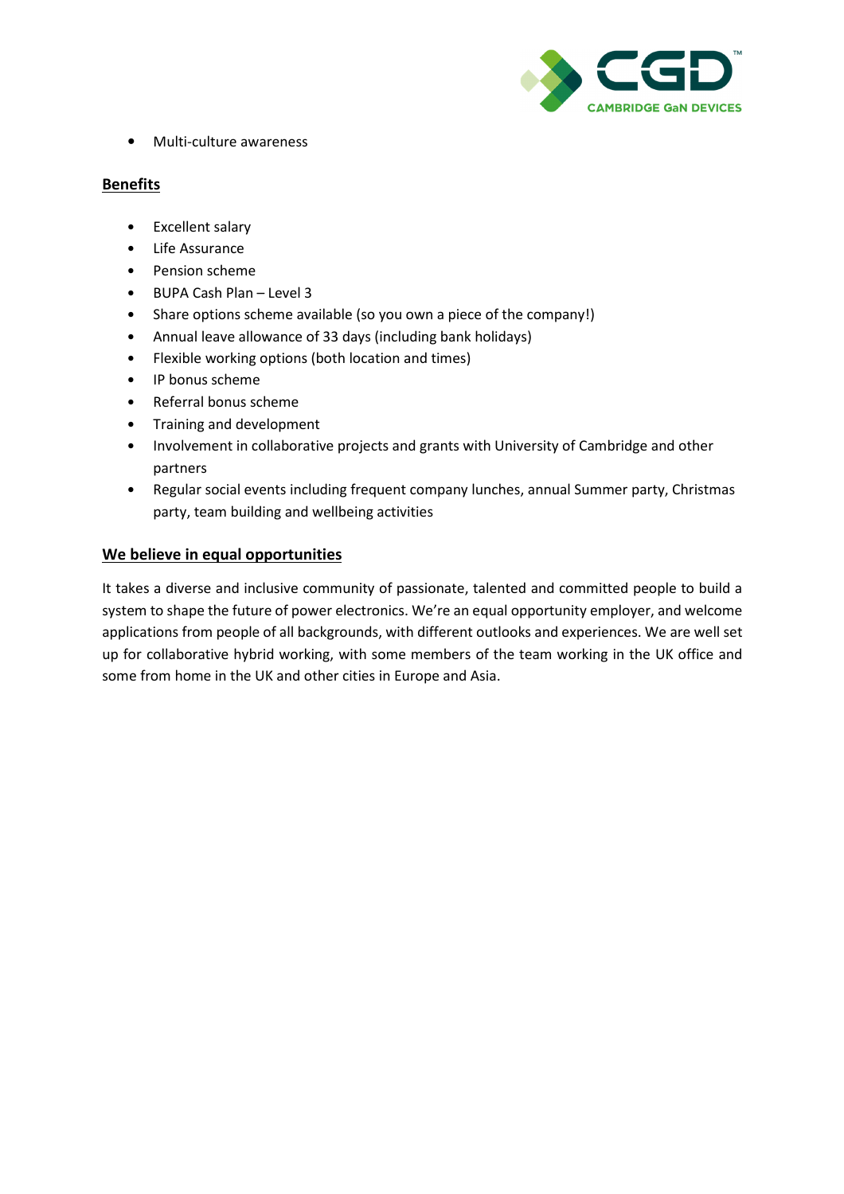- Multi-culture awareness

## Benefits

- Excellent salary
- Life Assurance
- Pension scheme
- BUPA Cash Plan – Level 3
- Share options scheme available (so you own a piece of the company!)
- Annual leave allowance of 33 days (including bank holidays)
- Flexible working options (both location and times)
- IP bonus scheme
- Referral bonus scheme
- Training and development
- Involvement in collaborative projects and grants with University of Cambridge and other partners
- Regular social events including frequent company lunches, annual Summer party, Christmas party, team building and wellbeing activities

## We believe in equal opportunities

It takes a diverse and inclusive community of passionate, talented and committed people to build a system to shape the future of power electronics. We're an equal opportunity employer, and welcome applications from people of all backgrounds, with different outlooks and experiences. We are well set up for collaborative hybrid working, with some members of the team working in the UK office and some from home in the UK and other cities in Europe and Asia.